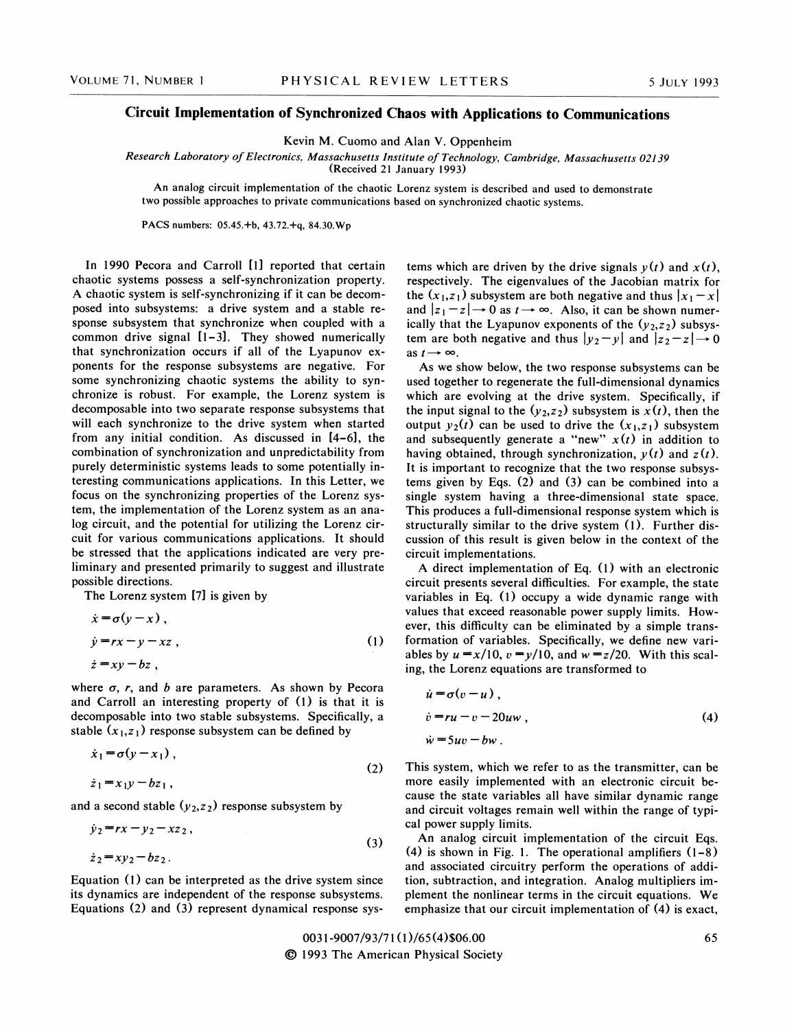# Circuit Implementation of Synchronized Chaos with Applications to Communications

Kevin M. Cuomo and Alan V. Oppenheim

*Research Laboratory of Electronics, Massachusetts Institute of Technology, Cambridge, Massachusetts 02139*
(Received 21 January 1993)

An analog circuit implementation of the chaotic Lorenz system is described and used to demonstrate two possible approaches to private communications based on synchronized chaotic systems.

PACS numbers: 05.45.+b, 43.72.+q, 84.30.Wp

In 1990 Pecora and Carroll [1] reported that certain chaotic systems possess a self-synchronization property. A chaotic system is self-synchronizing if it can be decomposed into subsystems: a drive system and a stable response subsystem that synchronize when coupled with a common drive signal [1–3]. They showed numerically that synchronization occurs if all of the Lyapunov exponents for the response subsystems are negative. For some synchronizing chaotic systems the ability to synchronize is robust. For example, the Lorenz system is decomposable into two separate response subsystems that will each synchronize to the drive system when started from any initial condition. As discussed in [4–6], the combination of synchronization and unpredictability from purely deterministic systems leads to some potentially interesting communications applications. In this Letter, we focus on the synchronizing properties of the Lorenz system, the implementation of the Lorenz system as an analog circuit, and the potential for utilizing the Lorenz circuit for various communications applications. It should be stressed that the applications indicated are very preliminary and presented primarily to suggest and illustrate possible directions.

The Lorenz system [7] is given by

$$
\begin{aligned}
\dot{x} &= \sigma(y-x)\,, \\
\dot{y} &= rx - y - xz\,, \\
\dot{z} &= xy - bz\,,
\end{aligned}
\tag{1}
$$

where $\sigma$, $r$, and $b$ are parameters. As shown by Pecora and Carroll an interesting property of (1) is that it is decomposable into two stable subsystems. Specifically, a stable $(x_1, z_1)$ response subsystem can be defined by

$$
\begin{aligned}
\dot{x}_1 &= \sigma(y-x_1)\,, \\
\dot{z}_1 &= x_1 y - bz_1\,,
\end{aligned}
\tag{2}
$$

and a second stable $(y_2, z_2)$ response subsystem by

$$
\begin{aligned}
\dot{y}_2 &= rx - y_2 - xz_2\,, \\
\dot{z}_2 &= xy_2 - bz_2\,.
\end{aligned}
\tag{3}
$$

Equation (1) can be interpreted as the drive system since its dynamics are independent of the response subsystems. Equations (2) and (3) represent dynamical response systems which are driven by the drive signals $y(t)$ and $x(t)$, respectively. The eigenvalues of the Jacobian matrix for the $(x_1, z_1)$ subsystem are both negative and thus $|x_1 - x|$ and $|z_1 - z| \rightarrow 0$ as $t \rightarrow \infty$. Also, it can be shown numerically that the Lyapunov exponents of the $(y_2, z_2)$ subsystem are both negative and thus $|y_2 - y|$ and $|z_2 - z| \rightarrow 0$ as $t \rightarrow \infty$.

As we show below, the two response subsystems can be used together to regenerate the full-dimensional dynamics which are evolving at the drive system. Specifically, if the input signal to the $(y_2, z_2)$ subsystem is $x(t)$, then the output $y_2(t)$ can be used to drive the $(x_1, z_1)$ subsystem and subsequently generate a "new" $x(t)$ in addition to having obtained, through synchronization, $y(t)$ and $z(t)$. It is important to recognize that the two response subsystems given by Eqs. (2) and (3) can be combined into a single system having a three-dimensional state space. This produces a full-dimensional response system which is structurally similar to the drive system (1). Further discussion of this result is given below in the context of the circuit implementations.

A direct implementation of Eq. (1) with an electronic circuit presents several difficulties. For example, the state variables in Eq. (1) occupy a wide dynamic range with values that exceed reasonable power supply limits. However, this difficulty can be eliminated by a simple transformation of variables. Specifically, we define new variables by $u = x/10$, $v = y/10$, and $w = z/20$. With this scaling, the Lorenz equations are transformed to

$$
\begin{aligned}
\dot{u} &= \sigma(v-u)\,, \\
\dot{v} &= ru - v - 20uw\,, \\
\dot{w} &= 5uv - bw\,.
\end{aligned}
\tag{4}
$$

This system, which we refer to as the transmitter, can be more easily implemented with an electronic circuit because the state variables all have similar dynamic range and circuit voltages remain well within the range of typical power supply limits.

An analog circuit implementation of the circuit Eqs. (4) is shown in Fig. 1. The operational amplifiers (1–8) and associated circuitry perform the operations of addition, subtraction, and integration. Analog multipliers implement the nonlinear terms in the circuit equations. We emphasize that our circuit implementation of (4) is exact,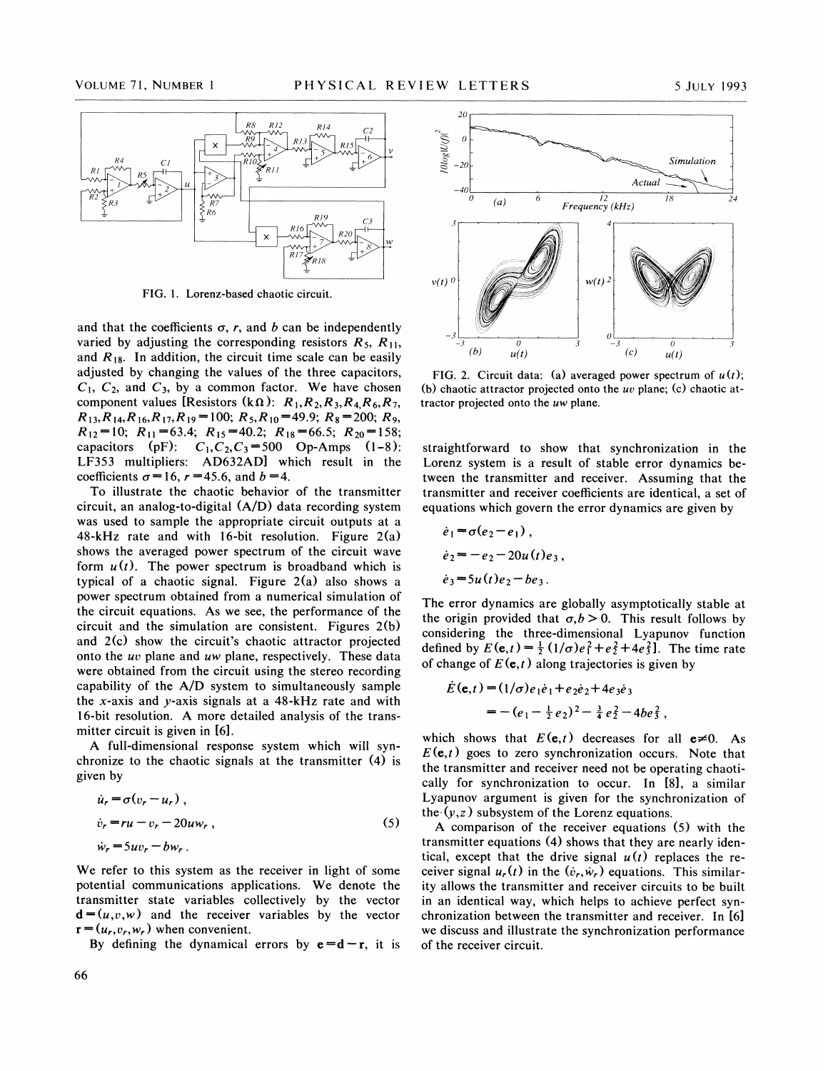FIG. 1. Lorenz-based chaotic circuit.

and that the coefficients $\sigma$, $r$, and $b$ can be independently varied by adjusting the corresponding resistors $R_5$, $R_{11}$, and $R_{18}$. In addition, the circuit time scale can be easily adjusted by changing the values of the three capacitors, $C_1$, $C_2$, and $C_3$, by a common factor. We have chosen component values [Resistors (k$\Omega$): $R_1,R_2,R_3,R_4,R_6,R_7$, $R_{13},R_{14},R_{16},R_{17},R_{19}=100$; $R_5,R_{10}=49.9$; $R_8=200$; $R_9$, $R_{12}=10$; $R_{11}=63.4$; $R_{15}=40.2$; $R_{18}=66.5$; $R_{20}=158$; capacitors (pF): $C_1,C_2,C_3=500$ Op-Amps (1-8): LF353 multipliers: AD632AD] which result in the coefficients $\sigma=16$, $r=45.6$, and $b=4$.

To illustrate the chaotic behavior of the transmitter circuit, an analog-to-digital (A/D) data recording system was used to sample the appropriate circuit outputs at a 48-kHz rate and with 16-bit resolution. Figure 2(a) shows the averaged power spectrum of the circuit wave form $u(t)$. The power spectrum is broadband which is typical of a chaotic signal. Figure 2(a) also shows a power spectrum obtained from a numerical simulation of the circuit equations. As we see, the performance of the circuit and the simulation are consistent. Figures 2(b) and 2(c) show the circuit's chaotic attractor projected onto the $uv$ plane and $uw$ plane, respectively. These data were obtained from the circuit using the stereo recording capability of the A/D system to simultaneously sample the $x$-axis and $y$-axis signals at a 48-kHz rate and with 16-bit resolution. A more detailed analysis of the transmitter circuit is given in [6].

A full-dimensional response system which will synchronize to the chaotic signals at the transmitter (4) is given by

$$\begin{aligned}
\dot{u}_r &= \sigma(v_r - u_r)\,, \\
\dot{v}_r &= ru - v_r - 20uw_r\,, \\
\dot{w}_r &= 5uv_r - bw_r\,.
\end{aligned} \tag{5}$$

We refer to this system as the receiver in light of some potential communications applications. We denote the transmitter state variables collectively by the vector $\mathbf{d}=(u,v,w)$ and the receiver variables by the vector $\mathbf{r}=(u_r,v_r,w_r)$ when convenient.

By defining the dynamical errors by $\mathbf{e}=\mathbf{d}-\mathbf{r}$, it is straightforward to show that synchronization in the Lorenz system is a result of stable error dynamics between the transmitter and receiver. Assuming that the transmitter and receiver coefficients are identical, a set of equations which govern the error dynamics are given by

$$\begin{aligned}
\dot{e}_1 &= \sigma(e_2 - e_1)\,, \\
\dot{e}_2 &= -e_2 - 20u(t)e_3\,, \\
\dot{e}_3 &= 5u(t)e_2 - be_3\,.
\end{aligned}$$

The error dynamics are globally asymptotically stable at the origin provided that $\sigma, b > 0$. This result follows by considering the three-dimensional Lyapunov function defined by $E(\mathbf{e},t)=\frac{1}{2}(1/\sigma)e_1^2+e_2^2+4e_3^2]$. The time rate of change of $E(\mathbf{e},t)$ along trajectories is given by

$$\begin{aligned}
\dot{E}(\mathbf{e},t) &= (1/\sigma)e_1\dot{e}_1 + e_2\dot{e}_2 + 4e_3\dot{e}_3 \\
&= -(e_1 - \tfrac{1}{2}e_2)^2 - \tfrac{3}{4}e_2^2 - 4be_3^2\,,
\end{aligned}$$

which shows that $E(\mathbf{e},t)$ decreases for all $\mathbf{e}\neq 0$. As $E(\mathbf{e},t)$ goes to zero synchronization occurs. Note that the transmitter and receiver need not be operating chaotically for synchronization to occur. In [8], a similar Lyapunov argument is given for the synchronization of the $(y,z)$ subsystem of the Lorenz equations.

A comparison of the receiver equations (5) with the transmitter equations (4) shows that they are nearly identical, except that the drive signal $u(t)$ replaces the receiver signal $u_r(t)$ in the $(\dot{v}_r, \dot{w}_r)$ equations. This similarity allows the transmitter and receiver circuits to be built in an identical way, which helps to achieve perfect synchronization between the transmitter and receiver. In [6] we discuss and illustrate the synchronization performance of the receiver circuit.

FIG. 2. Circuit data: (a) averaged power spectrum of $u(t)$; (b) chaotic attractor projected onto the $uv$ plane; (c) chaotic attractor projected onto the $uw$ plane.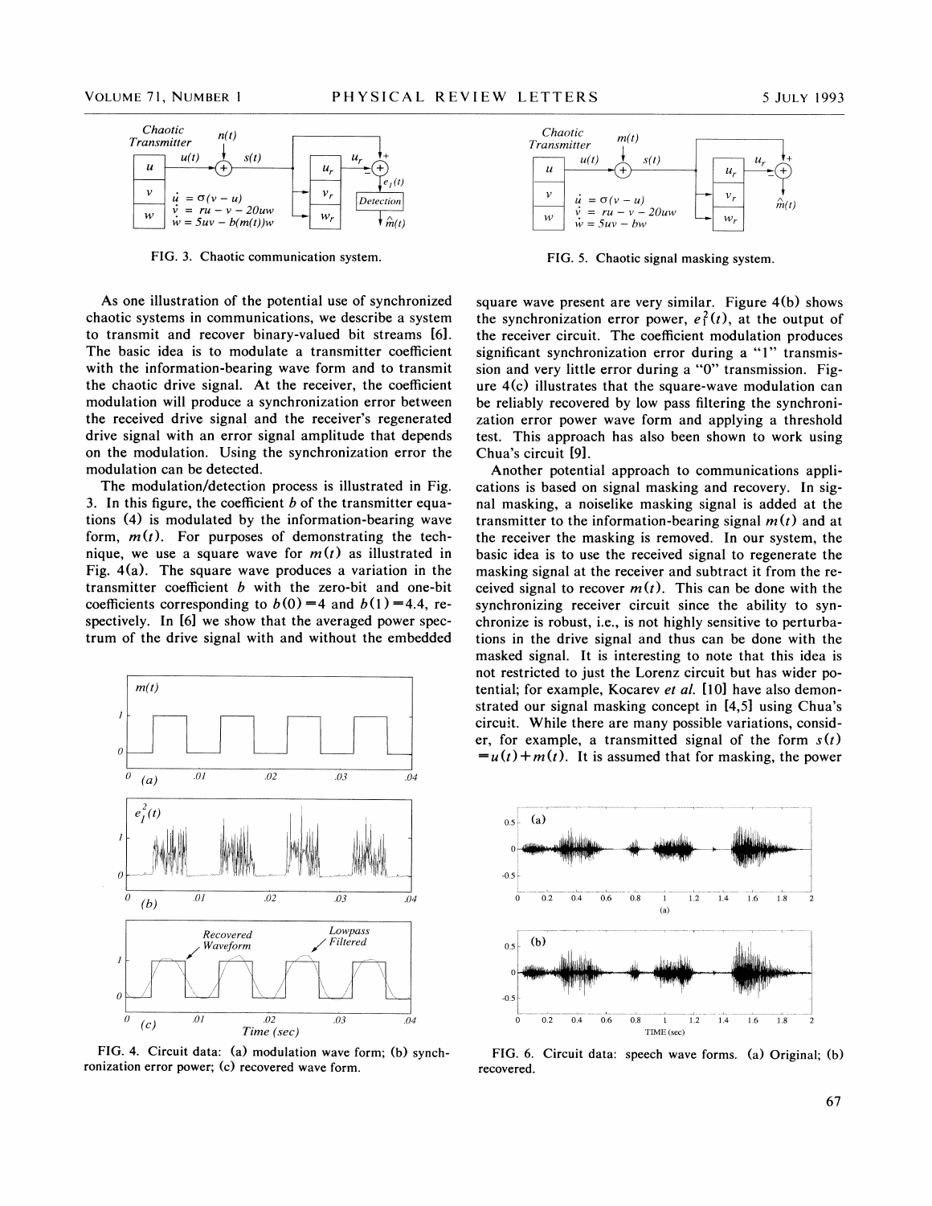FIG. 3. Chaotic communication system.

FIG. 5. Chaotic signal masking system.

As one illustration of the potential use of synchronized chaotic systems in communications, we describe a system to transmit and recover binary-valued bit streams [6]. The basic idea is to modulate a transmitter coefficient with the information-bearing wave form and to transmit the chaotic drive signal. At the receiver, the coefficient modulation will produce a synchronization error between the received drive signal and the receiver's regenerated drive signal with an error signal amplitude that depends on the modulation. Using the synchronization error the modulation can be detected.

The modulation/detection process is illustrated in Fig. 3. In this figure, the coefficient $b$ of the transmitter equations (4) is modulated by the information-bearing wave form, $m(t)$. For purposes of demonstrating the technique, we use a square wave for $m(t)$ as illustrated in Fig. 4(a). The square wave produces a variation in the transmitter coefficient $b$ with the zero-bit and one-bit coefficients corresponding to $b(0)=4$ and $b(1)=4.4$, respectively. In [6] we show that the averaged power spectrum of the drive signal with and without the embedded square wave present are very similar. Figure 4(b) shows the synchronization error power, $e_1^2(t)$, at the output of the receiver circuit. The coefficient modulation produces significant synchronization error during a "1" transmission and very little error during a "0" transmission. Figure 4(c) illustrates that the square-wave modulation can be reliably recovered by low pass filtering the synchronization error power wave form and applying a threshold test. This approach has also been shown to work using Chua's circuit [9].

FIG. 4. Circuit data: (a) modulation wave form; (b) synchronization error power; (c) recovered wave form.

Another potential approach to communications applications is based on signal masking and recovery. In signal masking, a noiselike masking signal is added at the transmitter to the information-bearing signal $m(t)$ and at the receiver the masking is removed. In our system, the basic idea is to use the received signal to regenerate the masking signal at the receiver and subtract it from the received signal to recover $m(t)$. This can be done with the synchronizing receiver circuit since the ability to synchronize is robust, i.e., is not highly sensitive to perturbations in the drive signal and thus can be done with the masked signal. It is interesting to note that this idea is not restricted to just the Lorenz circuit but has wider potential; for example, Kocarev *et al.* [10] have also demonstrated our signal masking concept in [4,5] using Chua's circuit. While there are many possible variations, consider, for example, a transmitted signal of the form $s(t)=u(t)+m(t)$. It is assumed that for masking, the power

FIG. 6. Circuit data: speech wave forms. (a) Original; (b) recovered.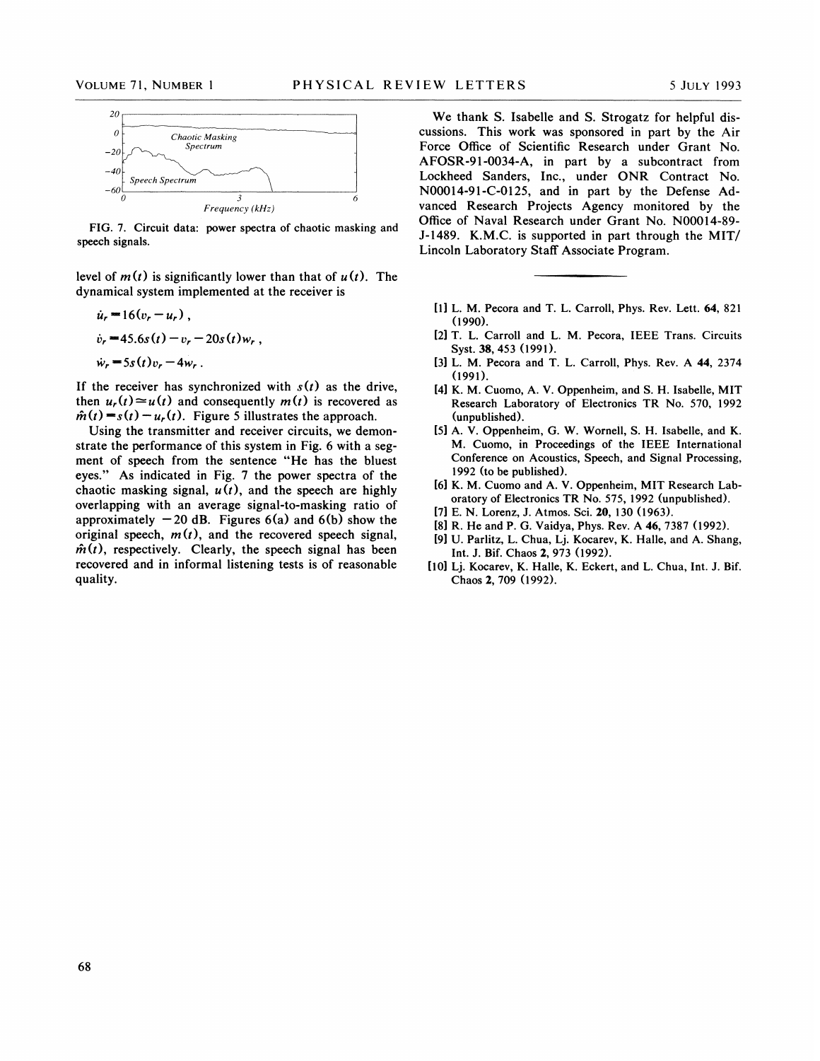20

0

−20

−40

−60

0

3

6

Chaotic Masking Spectrum

Speech Spectrum

Frequency (kHz)

FIG. 7. Circuit data: power spectra of chaotic masking and speech signals.

level of $m(t)$ is significantly lower than that of $u(t)$. The dynamical system implemented at the receiver is

$$\dot{u}_r = 16(v_r - u_r)\,,$$

$$\dot{v}_r = 45.6s(t) - v_r - 20s(t)w_r\,,$$

$$\dot{w}_r = 5s(t)v_r - 4w_r\,.$$

If the receiver has synchronized with $s(t)$ as the drive, then $u_r(t) \simeq u(t)$ and consequently $m(t)$ is recovered as $\hat{m}(t) = s(t) - u_r(t)$. Figure 5 illustrates the approach.

Using the transmitter and receiver circuits, we demonstrate the performance of this system in Fig. 6 with a segment of speech from the sentence "He has the bluest eyes." As indicated in Fig. 7 the power spectra of the chaotic masking signal, $u(t)$, and the speech are highly overlapping with an average signal-to-masking ratio of approximately −20 dB. Figures 6(a) and 6(b) show the original speech, $m(t)$, and the recovered speech signal, $\hat{m}(t)$, respectively. Clearly, the speech signal has been recovered and in informal listening tests is of reasonable quality.

We thank S. Isabelle and S. Strogatz for helpful discussions. This work was sponsored in part by the Air Force Office of Scientific Research under Grant No. AFOSR-91-0034-A, in part by a subcontract from Lockheed Sanders, Inc., under ONR Contract No. N00014-91-C-0125, and in part by the Defense Advanced Research Projects Agency monitored by the Office of Naval Research under Grant No. N00014-89-J-1489. K.M.C. is supported in part through the MIT/Lincoln Laboratory Staff Associate Program.

---

[1] L. M. Pecora and T. L. Carroll, Phys. Rev. Lett. **64**, 821 (1990).

[2] T. L. Carroll and L. M. Pecora, IEEE Trans. Circuits Syst. **38**, 453 (1991).

[3] L. M. Pecora and T. L. Carroll, Phys. Rev. A **44**, 2374 (1991).

[4] K. M. Cuomo, A. V. Oppenheim, and S. H. Isabelle, MIT Research Laboratory of Electronics TR No. 570, 1992 (unpublished).

[5] A. V. Oppenheim, G. W. Wornell, S. H. Isabelle, and K. M. Cuomo, in Proceedings of the IEEE International Conference on Acoustics, Speech, and Signal Processing, 1992 (to be published).

[6] K. M. Cuomo and A. V. Oppenheim, MIT Research Laboratory of Electronics TR No. 575, 1992 (unpublished).

[7] E. N. Lorenz, J. Atmos. Sci. **20**, 130 (1963).

[8] R. He and P. G. Vaidya, Phys. Rev. A **46**, 7387 (1992).

[9] U. Parlitz, L. Chua, Lj. Kocarev, K. Halle, and A. Shang, Int. J. Bif. Chaos **2**, 973 (1992).

[10] Lj. Kocarev, K. Halle, K. Eckert, and L. Chua, Int. J. Bif. Chaos **2**, 709 (1992).